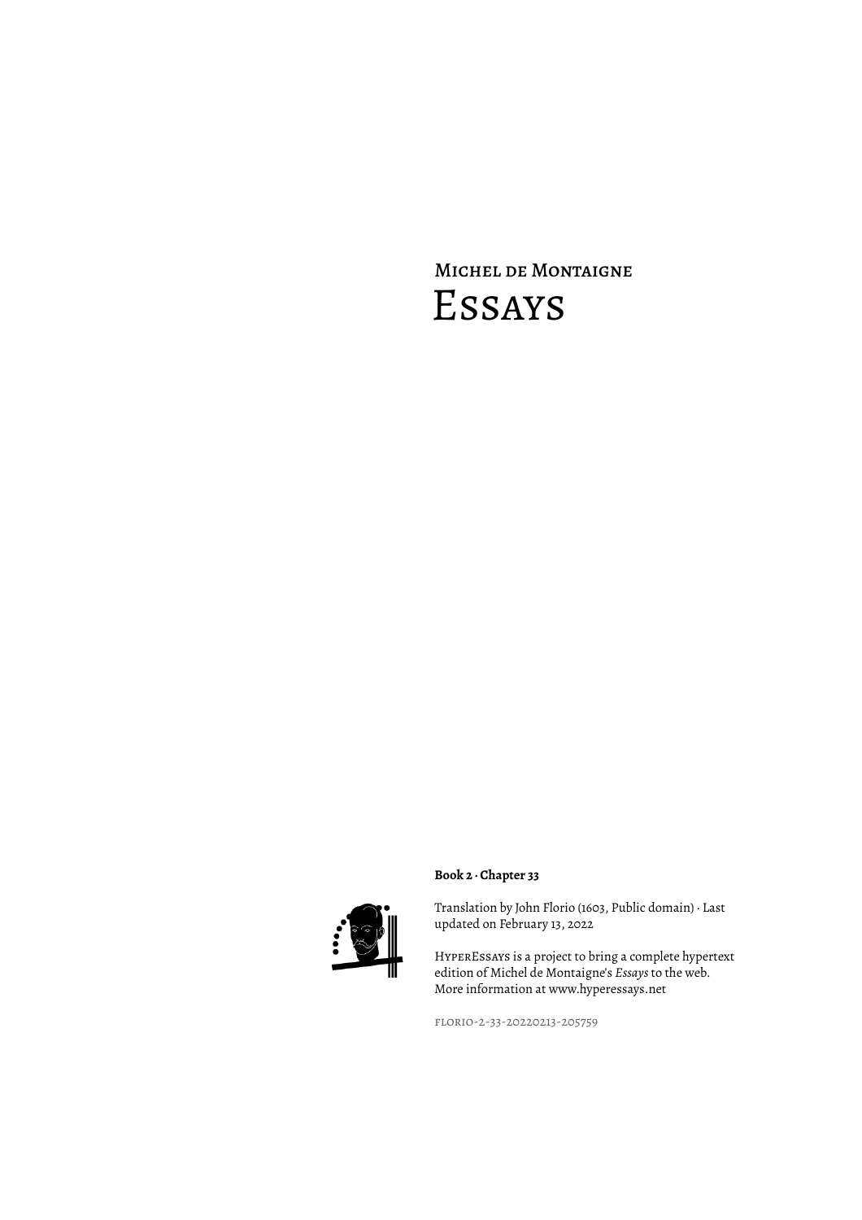# Michel de Montaigne

# Essays

**Book 2 · Chapter 33**

Translation by John Florio (1603, Public domain) · Last updated on February 13, 2022

HyperEssays is a project to bring a complete hypertext edition of Michel de Montaigne's *Essays* to the web. More information at www.hyperessays.net

florio-2-33-20220213-205759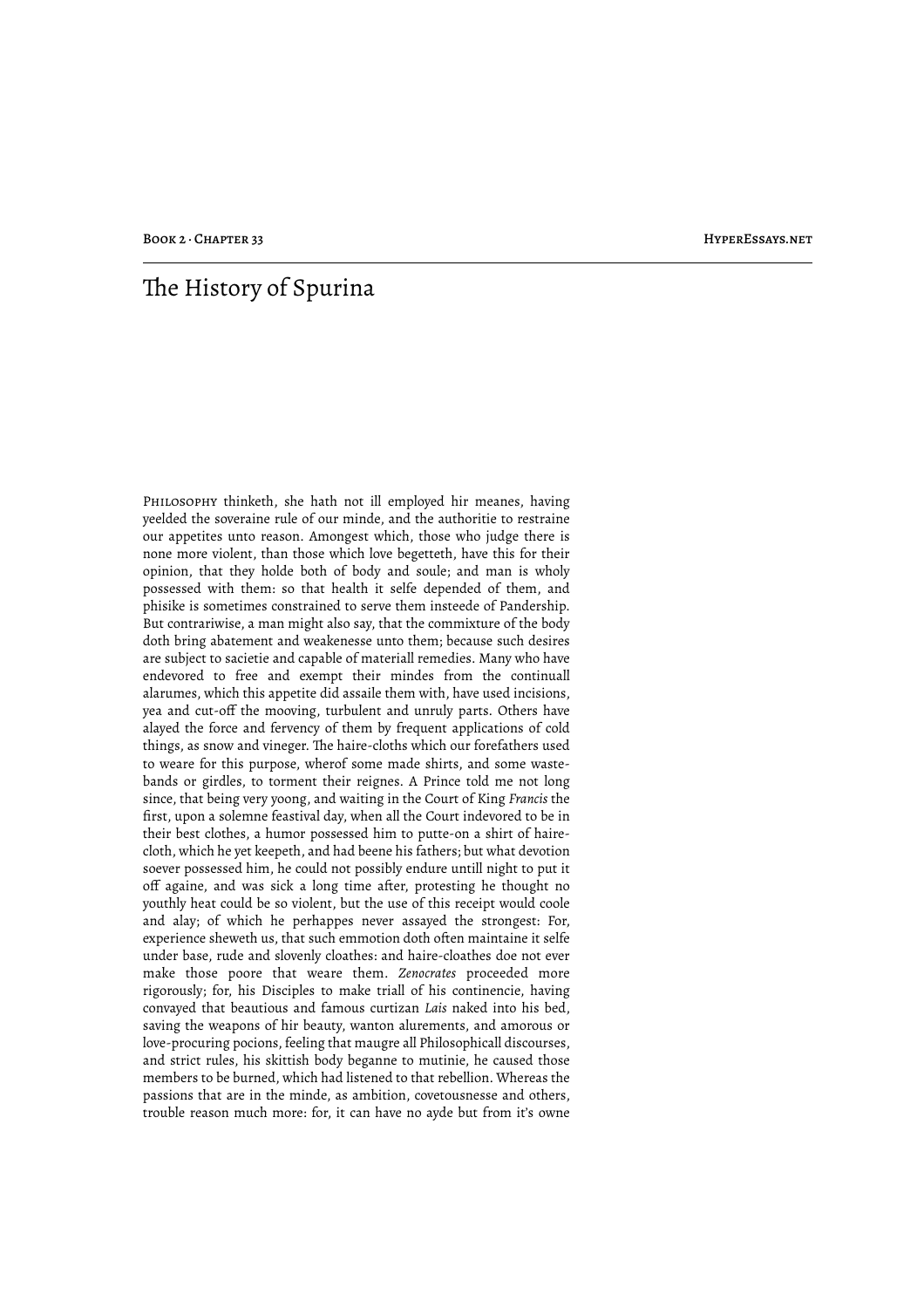# The History of Spurina

PHILOSOPHY thinketh, she hath not ill employed hir meanes, having yeelded the soveraine rule of our minde, and the authoritie to restraine our appetites unto reason. Amongest which, those who judge there is none more violent, than those which love begetteth, have this for their opinion, that they holde both of body and soule; and man is wholy possessed with them: so that health it selfe depended of them, and phisike is sometimes constrained to serve them insteede of Pandership. But contrariwise, a man might also say, that the commixture of the body doth bring abatement and weakenesse unto them; because such desires are subject to sacietie and capable of materiall remedies. Many who have endevored to free and exempt their mindes from the continuall alarumes, which this appetite did assaile them with, have used incisions, yea and cut-off the mooving, turbulent and unruly parts. Others have alayed the force and fervency of them by frequent applications of cold things, as snow and vineger. The haire-cloths which our forefathers used to weare for this purpose, wherof some made shirts, and some waste-bands or girdles, to torment their reignes. A Prince told me not long since, that being very yoong, and waiting in the Court of King *Francis* the first, upon a solemne feastival day, when all the Court indevored to be in their best clothes, a humor possessed him to putte-on a shirt of haire-cloth, which he yet keepeth, and had beene his fathers; but what devotion soever possessed him, he could not possibly endure untill night to put it off againe, and was sick a long time after, protesting he thought no youthly heat could be so violent, but the use of this receipt would coole and alay; of which he perhappes never assayed the strongest: For, experience sheweth us, that such emmotion doth often maintaine it selfe under base, rude and slovenly cloathes: and haire-cloathes doe not ever make those poore that weare them. *Zenocrates* proceeded more rigorously; for, his Disciples to make triall of his continencie, having convayed that beautious and famous curtizan *Lais* naked into his bed, saving the weapons of hir beauty, wanton alurements, and amorous or love-procuring pocions, feeling that maugre all Philosophicall discourses, and strict rules, his skittish body beganne to mutinie, he caused those members to be burned, which had listened to that rebellion. Whereas the passions that are in the minde, as ambition, covetousnesse and others, trouble reason much more: for, it can have no ayde but from it's owne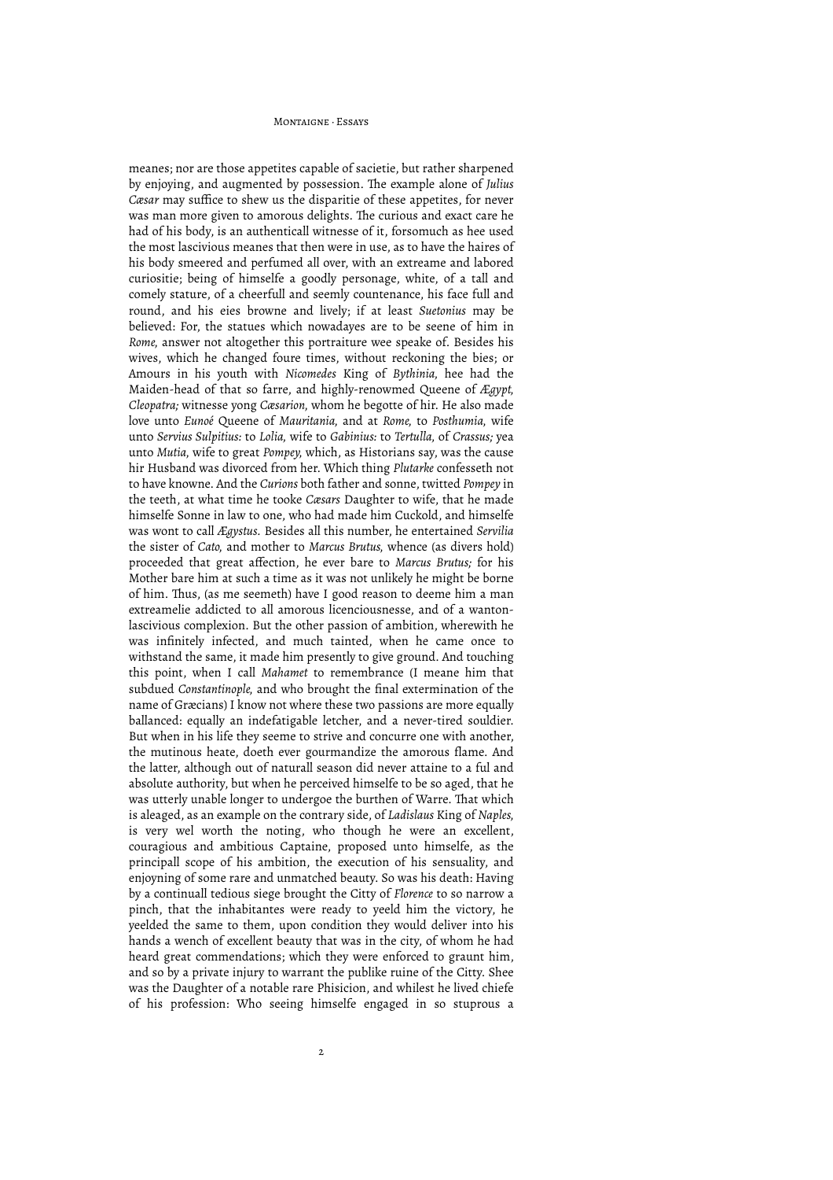meanes; nor are those appetites capable of sacietie, but rather sharpened by enjoying, and augmented by possession. The example alone of *Julius Cæsar* may suffice to shew us the disparitie of these appetites, for never was man more given to amorous delights. The curious and exact care he had of his body, is an authenticall witnesse of it, forsomuch as hee used the most lascivious meanes that then were in use, as to have the haires of his body smeered and perfumed all over, with an extreame and labored curiositie; being of himselfe a goodly personage, white, of a tall and comely stature, of a cheerfull and seemly countenance, his face full and round, and his eies browne and lively; if at least *Suetonius* may be believed: For, the statues which nowadayes are to be seene of him in *Rome*, answer not altogether this portraiture wee speake of. Besides his wives, which he changed foure times, without reckoning the bies; or Amours in his youth with *Nicomedes* King of *Bythinia*, hee had the Maiden-head of that so farre, and highly-renowmed Queene of *Ægypt*, *Cleopatra;* witnesse yong *Cæsarion*, whom he begotte of hir. He also made love unto *Eunoé* Queene of *Mauritania*, and at *Rome*, to *Posthumia*, wife unto *Servius Sulpitius:* to *Lolia*, wife to *Gabinius:* to *Tertulla*, of *Crassus;* yea unto *Mutia*, wife to great *Pompey*, which, as Historians say, was the cause hir Husband was divorced from her. Which thing *Plutarke* confesseth not to have knowne. And the *Curions* both father and sonne, twitted *Pompey* in the teeth, at what time he tooke *Cæsars* Daughter to wife, that he made himselfe Sonne in law to one, who had made him Cuckold, and himselfe was wont to call *Ægystus*. Besides all this number, he entertained *Servilia* the sister of *Cato*, and mother to *Marcus Brutus*, whence (as divers hold) proceeded that great affection, he ever bare to *Marcus Brutus;* for his Mother bare him at such a time as it was not unlikely he might be borne of him. Thus, (as me seemeth) have I good reason to deeme him a man extreamelie addicted to all amorous licenciousnesse, and of a wanton-lascivious complexion. But the other passion of ambition, wherewith he was infinitely infected, and much tainted, when he came once to withstand the same, it made him presently to give ground. And touching this point, when I call *Mahamet* to remembrance (I meane him that subdued *Constantinople*, and who brought the final extermination of the name of Græcians) I know not where these two passions are more equally ballanced: equally an indefatigable letcher, and a never-tired souldier. But when in his life they seeme to strive and concurre one with another, the mutinous heate, doeth ever gourmandize the amorous flame. And the latter, although out of naturall season did never attaine to a ful and absolute authority, but when he perceived himselfe to be so aged, that he was utterly unable longer to undergoe the burthen of Warre. That which is aleaged, as an example on the contrary side, of *Ladislaus* King of *Naples*, is very wel worth the noting, who though he were an excellent, couragious and ambitious Captaine, proposed unto himselfe, as the principall scope of his ambition, the execution of his sensuality, and enjoyning of some rare and unmatched beauty. So was his death: Having by a continuall tedious siege brought the Citty of *Florence* to so narrow a pinch, that the inhabitantes were ready to yeeld him the victory, he yeelded the same to them, upon condition they would deliver into his hands a wench of excellent beauty that was in the city, of whom he had heard great commendations; which they were enforced to graunt him, and so by a private injury to warrant the publike ruine of the Citty. Shee was the Daughter of a notable rare Phisicion, and whilest he lived chiefe of his profession: Who seeing himselfe engaged in so stuprous a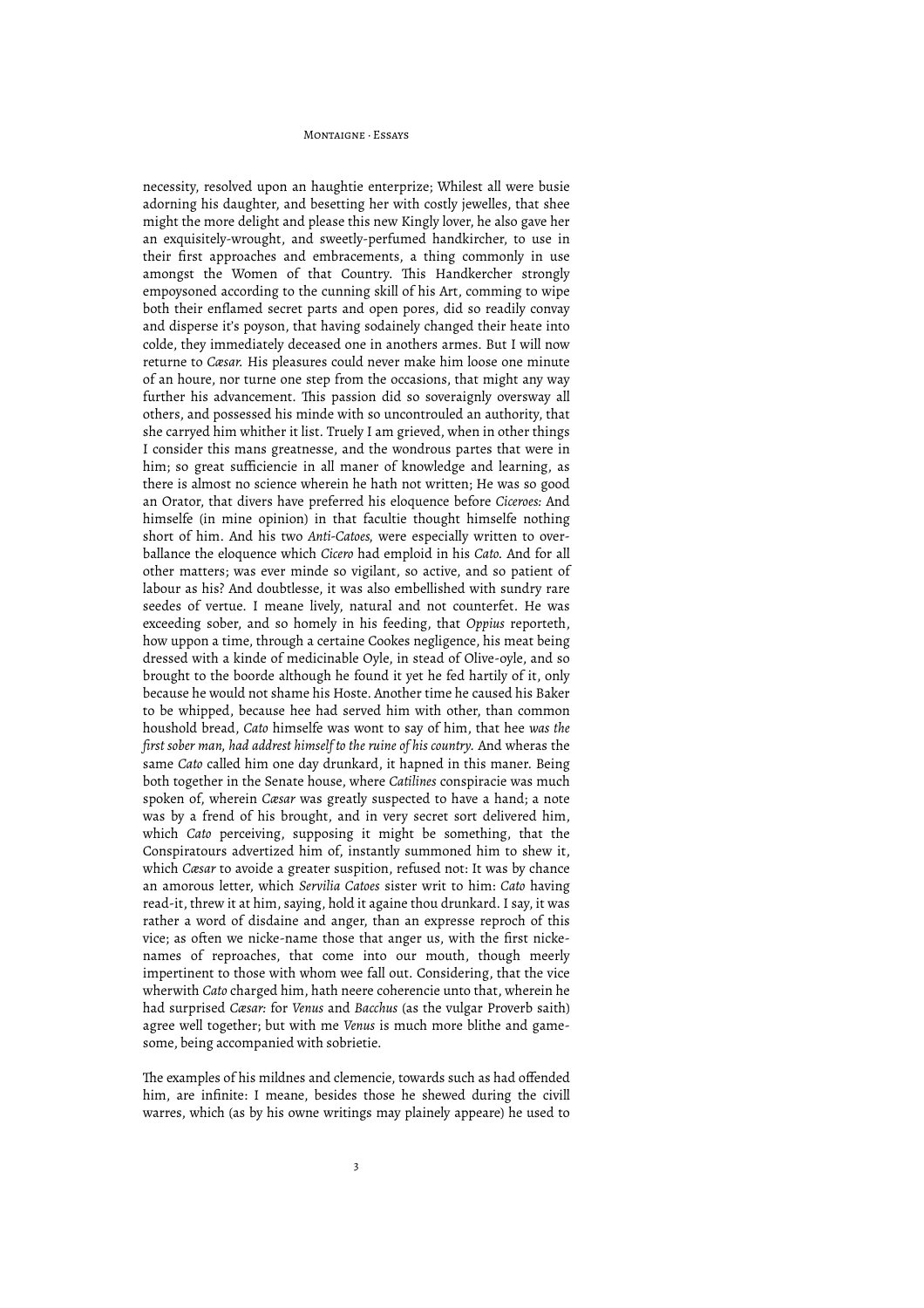necessity, resolved upon an haughtie enterprize; Whilest all were busie adorning his daughter, and besetting her with costly jewelles, that shee might the more delight and please this new Kingly lover, he also gave her an exquisitely-wrought, and sweetly-perfumed handkircher, to use in their first approaches and embracements, a thing commonly in use amongst the Women of that Country. This Handkercher strongly empoysoned according to the cunning skill of his Art, comming to wipe both their enflamed secret parts and open pores, did so readily convay and disperse it's poyson, that having sodainely changed their heate into colde, they immediately deceased one in anothers armes. But I will now returne to *Cæsar.* His pleasures could never make him loose one minute of an houre, nor turne one step from the occasions, that might any way further his advancement. This passion did so soveraignly oversway all others, and possessed his minde with so uncontrouled an authority, that she carryed him whither it list. Truely I am grieved, when in other things I consider this mans greatnesse, and the wondrous partes that were in him; so great sufficiencie in all maner of knowledge and learning, as there is almost no science wherein he hath not written; He was so good an Orator, that divers have preferred his eloquence before *Ciceroes:* And himselfe (in mine opinion) in that facultie thought himselfe nothing short of him. And his two *Anti-Catoes*, were especially written to over-ballance the eloquence which *Cicero* had emploid in his *Cato.* And for all other matters; was ever minde so vigilant, so active, and so patient of labour as his? And doubtlesse, it was also embellished with sundry rare seedes of vertue. I meane lively, natural and not counterfet. He was exceeding sober, and so homely in his feeding, that *Oppius* reporteth, how uppon a time, through a certaine Cookes negligence, his meat being dressed with a kinde of medicinable Oyle, in stead of Olive-oyle, and so brought to the boorde although he found it yet he fed hartily of it, only because he would not shame his Hoste. Another time he caused his Baker to be whipped, because hee had served him with other, than common houshold bread, *Cato* himselfe was wont to say of him, that hee *was the first sober man, had addrest himself to the ruine of his country.* And wheras the same *Cato* called him one day drunkard, it hapned in this maner. Being both together in the Senate house, where *Catilines* conspiracie was much spoken of, wherein *Cæsar* was greatly suspected to have a hand; a note was by a frend of his brought, and in very secret sort delivered him, which *Cato* perceiving, supposing it might be something, that the Conspiratours advertized him of, instantly summoned him to shew it, which *Cæsar* to avoide a greater suspition, refused not: It was by chance an amorous letter, which *Servilia Catoes* sister writ to him: *Cato* having read-it, threw it at him, saying, hold it againe thou drunkard. I say, it was rather a word of disdaine and anger, than an expresse reproch of this vice; as often we nicke-name those that anger us, with the first nicke-names of reproaches, that come into our mouth, though meerly impertinent to those with whom wee fall out. Considering, that the vice wherwith *Cato* charged him, hath neere coherencie unto that, wherein he had surprised *Cæsar:* for *Venus* and *Bacchus* (as the vulgar Proverb saith) agree well together; but with me *Venus* is much more blithe and game-some, being accompanied with sobrietie.

The examples of his mildnes and clemencie, towards such as had offended him, are infinite: I meane, besides those he shewed during the civill warres, which (as by his owne writings may plainely appeare) he used to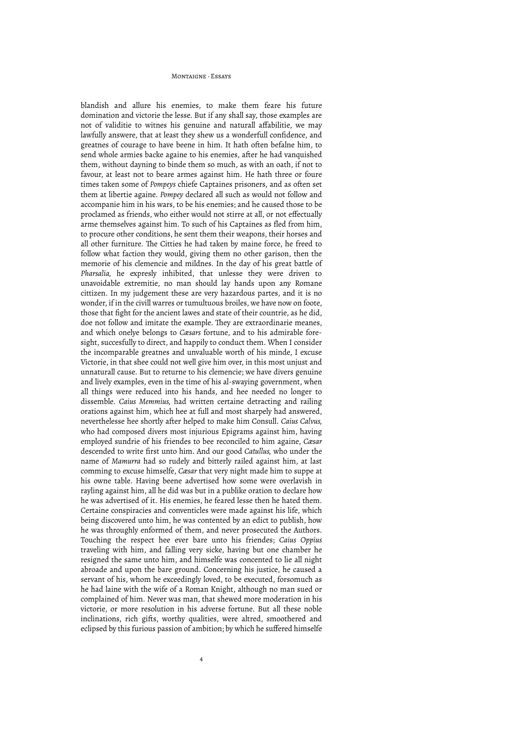blandish and allure his enemies, to make them feare his future domination and victorie the lesse. But if any shall say, those examples are not of validitie to witnes his genuine and naturall affabilitie, we may lawfully answere, that at least they shew us a wonderfull confidence, and greatnes of courage to have beene in him. It hath often befalne him, to send whole armies backe againe to his enemies, after he had vanquished them, without dayning to binde them so much, as with an oath, if not to favour, at least not to beare armes against him. He hath three or foure times taken some of *Pompeys* chiefe Captaines prisoners, and as often set them at libertie againe. *Pompey* declared all such as would not follow and accompanie him in his wars, to be his enemies; and he caused those to be proclamed as friends, who either would not stirre at all, or not effectually arme themselves against him. To such of his Captaines as fled from him, to procure other conditions, he sent them their weapons, their horses and all other furniture. The Citties he had taken by maine force, he freed to follow what faction they would, giving them no other garison, then the memorie of his clemencie and mildnes. In the day of his great battle of *Pharsalia*, he expresly inhibited, that unlesse they were driven to unavoidable extremitie, no man should lay hands upon any Romane cittizen. In my judgement these are very hazardous partes, and it is no wonder, if in the civill warres or tumultuous broiles, we have now on foote, those that fight for the ancient lawes and state of their countrie, as he did, doe not follow and imitate the example. They are extraordinarie meanes, and which onelye belongs to *Cæsars* fortune, and to his admirable fore-sight, succesfully to direct, and happily to conduct them. When I consider the incomparable greatnes and unvaluable worth of his minde, I excuse Victorie, in that shee could not well give him over, in this most unjust and unnaturall cause. But to returne to his clemencie; we have divers genuine and lively examples, even in the time of his al-swaying government, when all things were reduced into his hands, and hee needed no longer to dissemble. *Caius Memmius*, had written certaine detracting and railing orations against him, which hee at full and most sharpely had answered, neverthelesse hee shortly after helped to make him Consull. *Caius Calvus*, who had composed divers most injurious Epigrams against him, having employed sundrie of his friendes to bee reconciled to him againe, *Cæsar* descended to write first unto him. And our good *Catullus*, who under the name of *Mamurra* had so rudely and bitterly railed against him, at last comming to excuse himselfe, *Cæsar* that very night made him to suppe at his owne table. Having beene advertised how some were overlavish in rayling against him, all he did was but in a publike oration to declare how he was advertised of it. His enemies, he feared lesse then he hated them. Certaine conspiracies and conventicles were made against his life, which being discovered unto him, he was contented by an edict to publish, how he was throughly enformed of them, and never prosecuted the Authors. Touching the respect hee ever bare unto his friendes; *Caius Oppius* traveling with him, and falling very sicke, having but one chamber he resigned the same unto him, and himselfe was concented to lie all night abroade and upon the bare ground. Concerning his justice, he caused a servant of his, whom he exceedingly loved, to be executed, forsomuch as he had laine with the wife of a Roman Knight, although no man sued or complained of him. Never was man, that shewed more moderation in his victorie, or more resolution in his adverse fortune. But all these noble inclinations, rich gifts, worthy qualities, were altred, smoothered and eclipsed by this furious passion of ambition; by which he suffered himselfe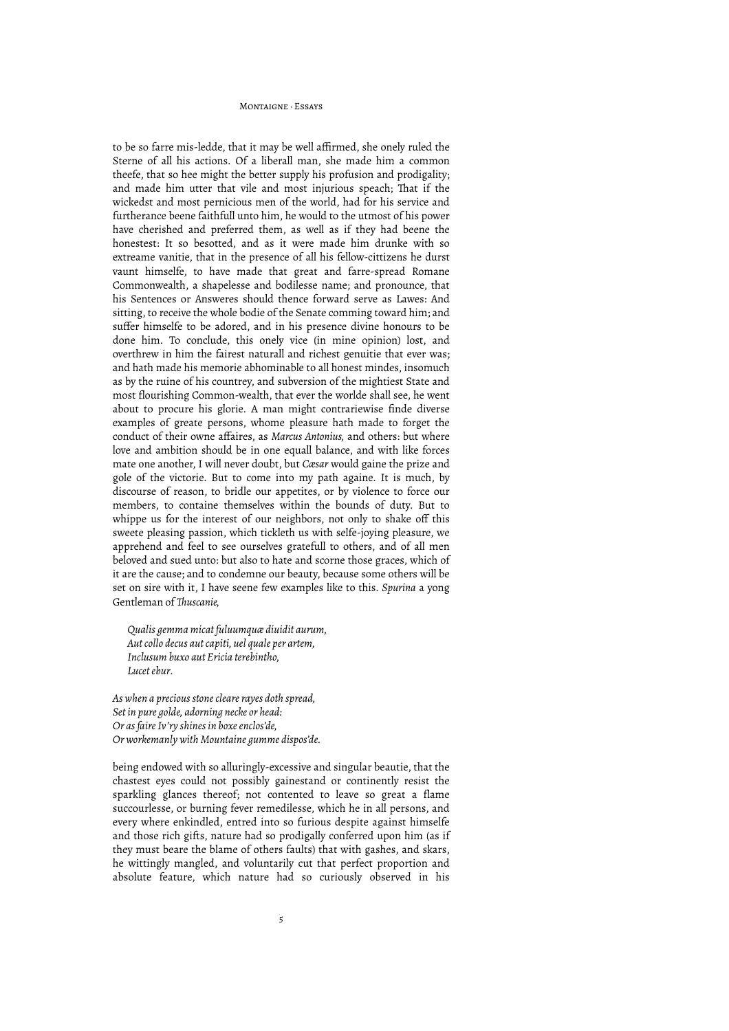to be so farre mis-ledde, that it may be well affirmed, she onely ruled the Sterne of all his actions. Of a liberall man, she made him a common theefe, that so hee might the better supply his profusion and prodigality; and made him utter that vile and most injurious speach; That if the wickedst and most pernicious men of the world, had for his service and furtherance beene faithfull unto him, he would to the utmost of his power have cherished and preferred them, as well as if they had beene the honestest: It so besotted, and as it were made him drunke with so extreame vanitie, that in the presence of all his fellow-cittizens he durst vaunt himselfe, to have made that great and farre-spread Romane Commonwealth, a shapelesse and bodilesse name; and pronounce, that his Sentences or Answeres should thence forward serve as Lawes: And sitting, to receive the whole bodie of the Senate comming toward him; and suffer himselfe to be adored, and in his presence divine honours to be done him. To conclude, this onely vice (in mine opinion) lost, and overthrew in him the fairest naturall and richest genuitie that ever was; and hath made his memorie abhominable to all honest mindes, insomuch as by the ruine of his countrey, and subversion of the mightiest State and most flourishing Common-wealth, that ever the worlde shall see, he went about to procure his glorie. A man might contrariewise finde diverse examples of greate persons, whome pleasure hath made to forget the conduct of their owne affaires, as *Marcus Antonius,* and others: but where love and ambition should be in one equall balance, and with like forces mate one another, I will never doubt, but *Cæsar* would gaine the prize and gole of the victorie. But to come into my path againe. It is much, by discourse of reason, to bridle our appetites, or by violence to force our members, to containe themselves within the bounds of duty. But to whippe us for the interest of our neighbors, not only to shake off this sweete pleasing passion, which tickleth us with selfe-joying pleasure, we apprehend and feel to see ourselves gratefull to others, and of all men beloved and sued unto: but also to hate and scorne those graces, which of it are the cause; and to condemne our beauty, because some others will be set on sire with it, I have seene few examples like to this. *Spurina* a yong Gentleman of *Thuscanie,*

> *Qualis gemma micat fuluumquæ diuidit aurum,*
> *Aut collo decus aut capiti, uel quale per artem,*
> *Inclusum buxo aut Ericia terebintho,*
> *Lucet ebur.*

*As when a precious stone cleare rayes doth spread,*
*Set in pure golde, adorning necke or head:*
*Or as faire Iv'ry shines in boxe enclos'de,*
*Or workemanly with Mountaine gumme dispos'de.*

being endowed with so alluringly-excessive and singular beautie, that the chastest eyes could not possibly gainestand or continently resist the sparkling glances thereof; not contented to leave so great a flame succourlesse, or burning fever remedilesse, which he in all persons, and every where enkindled, entred into so furious despite against himselfe and those rich gifts, nature had so prodigally conferred upon him (as if they must beare the blame of others faults) that with gashes, and skars, he wittingly mangled, and voluntarily cut that perfect proportion and absolute feature, which nature had so curiously observed in his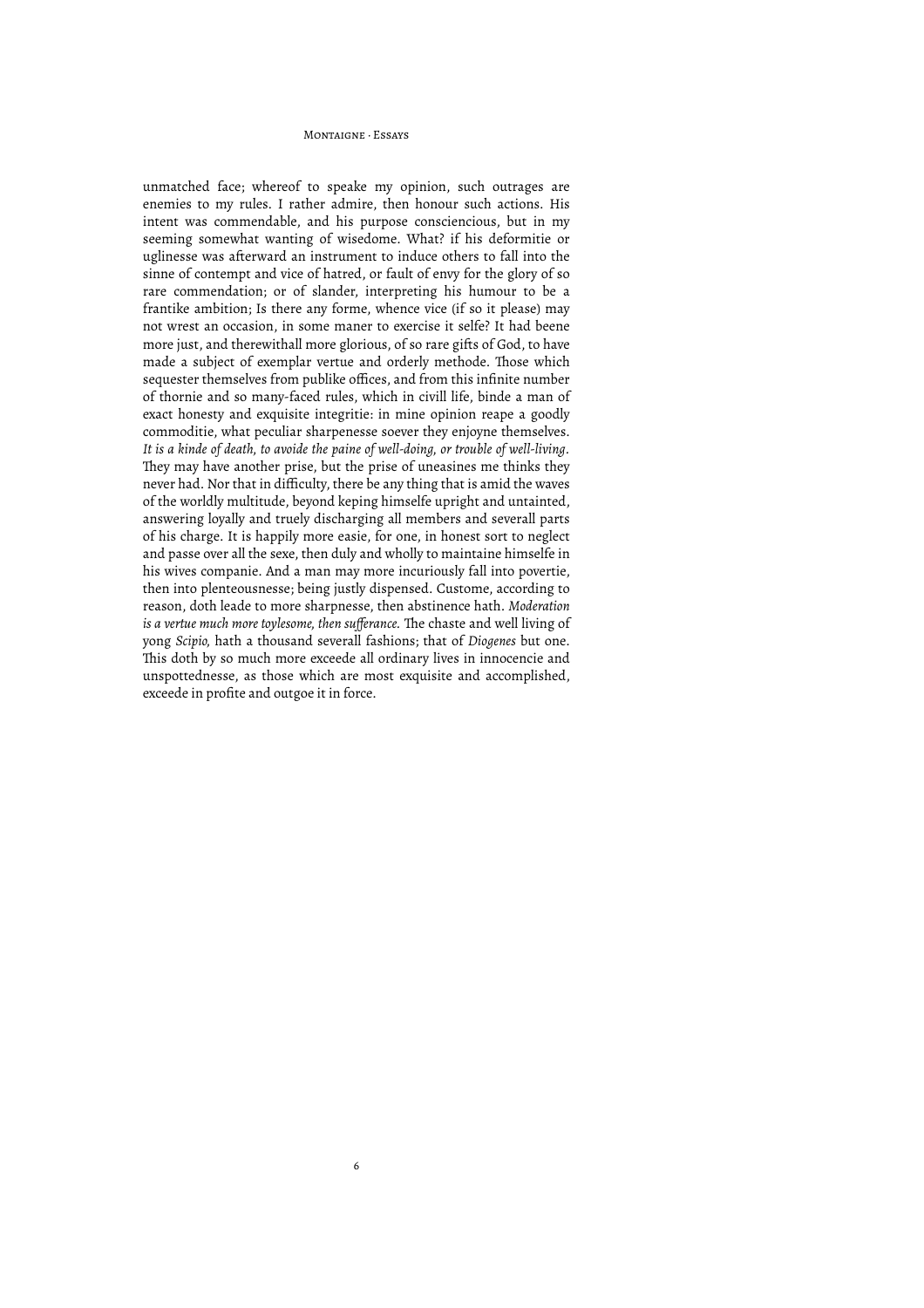unmatched face; whereof to speake my opinion, such outrages are enemies to my rules. I rather admire, then honour such actions. His intent was commendable, and his purpose consciencious, but in my seeming somewhat wanting of wisedome. What? if his deformitie or uglinesse was afterward an instrument to induce others to fall into the sinne of contempt and vice of hatred, or fault of envy for the glory of so rare commendation; or of slander, interpreting his humour to be a frantike ambition; Is there any forme, whence vice (if so it please) may not wrest an occasion, in some maner to exercise it selfe? It had beene more just, and therewithall more glorious, of so rare gifts of God, to have made a subject of exemplar vertue and orderly methode. Those which sequester themselves from publike offices, and from this infinite number of thornie and so many-faced rules, which in civill life, binde a man of exact honesty and exquisite integritie: in mine opinion reape a goodly commoditie, what peculiar sharpenesse soever they enjoyne themselves. *It is a kinde of death, to avoide the paine of well-doing, or trouble of well-living.* They may have another prise, but the prise of uneasines me thinks they never had. Nor that in difficulty, there be any thing that is amid the waves of the worldly multitude, beyond keping himselfe upright and untainted, answering loyally and truely discharging all members and severall parts of his charge. It is happily more easie, for one, in honest sort to neglect and passe over all the sexe, then duly and wholly to maintaine himselfe in his wives companie. And a man may more incuriously fall into povertie, then into plenteousnesse; being justly dispensed. Custome, according to reason, doth leade to more sharpnesse, then abstinence hath. *Moderation is a vertue much more toylesome, then sufferance.* The chaste and well living of yong *Scipio,* hath a thousand severall fashions; that of *Diogenes* but one. This doth by so much more exceede all ordinary lives in innocencie and unspottednesse, as those which are most exquisite and accomplished, exceede in profite and outgoe it in force.